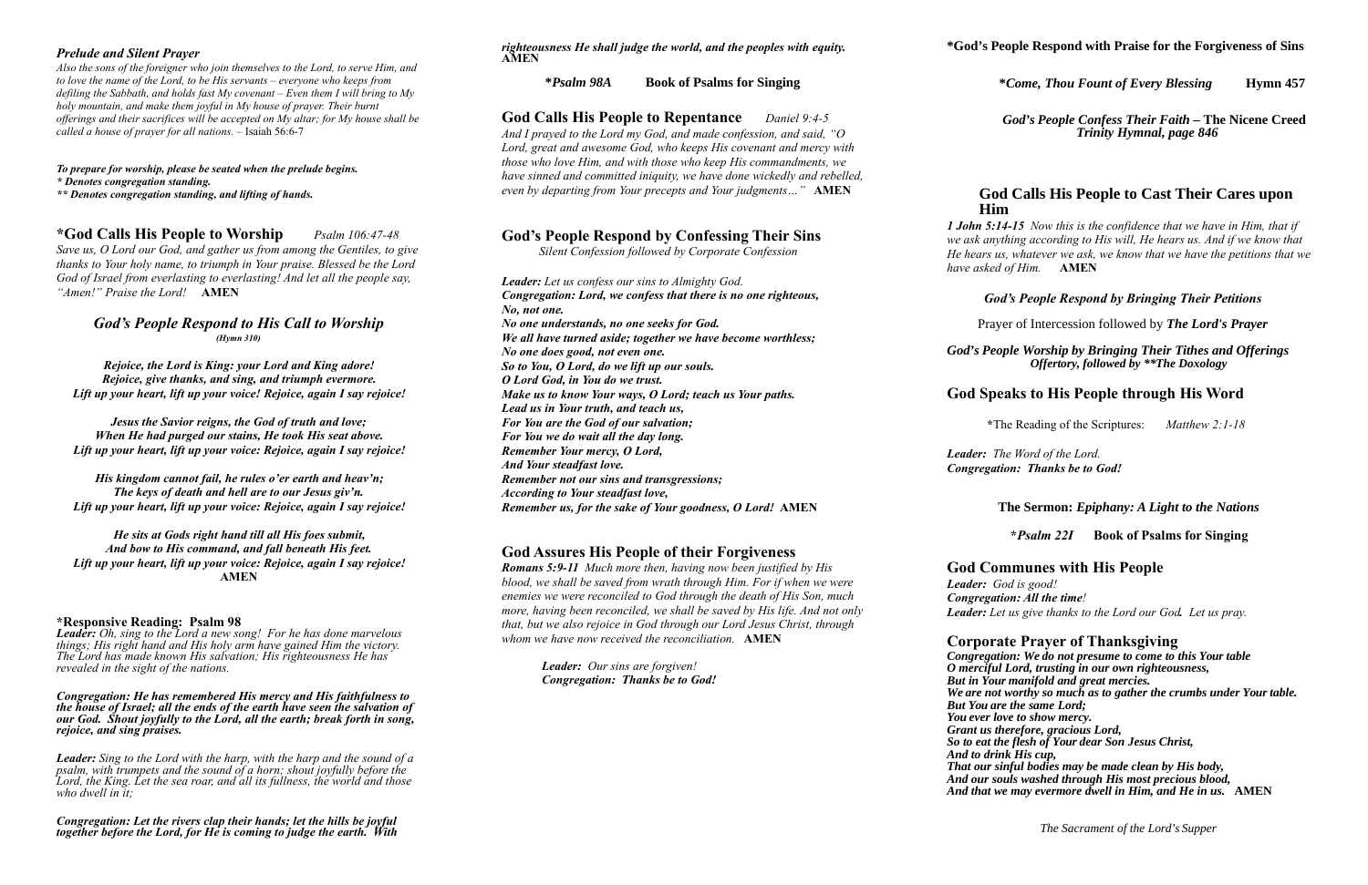### *Prelude and Silent Prayer*

*Also the sons of the foreigner who join themselves to the Lord, to serve Him, and to love the name of the Lord, to be His servants – everyone who keeps from defiling the Sabbath, and holds fast My covenant – Even them I will bring to My holy mountain, and make them joyful in My house of prayer. Their burnt offerings and their sacrifices will be accepted on My altar; for My house shall be called a house of prayer for all nations.* – Isaiah 56:6-7

***To prepare for worship, please be seated when the prelude begins.***
***\* Denotes congregation standing.***
***\*\* Denotes congregation standing, and lifting of hands.***

## *God Calls His People to Worship *Psalm 106:47-48*

*Save us, O Lord our God, and gather us from among the Gentiles, to give thanks to Your holy name, to triumph in Your praise. Blessed be the Lord God of Israel from everlasting to everlasting! And let all the people say, "Amen!" Praise the Lord!* **AMEN**

### *God's People Respond to His Call to Worship*
***(Hymn 310)***

***Rejoice, the Lord is King: your Lord and King adore!***
***Rejoice, give thanks, and sing, and triumph evermore.***
***Lift up your heart, lift up your voice! Rejoice, again I say rejoice!***

***Jesus the Savior reigns, the God of truth and love;***
***When He had purged our stains, He took His seat above.***
***Lift up your heart, lift up your voice: Rejoice, again I say rejoice!***

***His kingdom cannot fail, he rules o'er earth and heav'n;***
***The keys of death and hell are to our Jesus giv'n.***
***Lift up your heart, lift up your voice: Rejoice, again I say rejoice!***

***He sits at Gods right hand till all His foes submit,***
***And bow to His command, and fall beneath His feet.***
***Lift up your heart, lift up your voice: Rejoice, again I say rejoice!***
**AMEN**

### *Responsive Reading: Psalm 98

***Leader:*** *Oh, sing to the Lord a new song! For he has done marvelous things; His right hand and His holy arm have gained Him the victory. The Lord has made known His salvation; His righteousness He has revealed in the sight of the nations.*

***Congregation: He has remembered His mercy and His faithfulness to the house of Israel; all the ends of the earth have seen the salvation of our God. Shout joyfully to the Lord, all the earth; break forth in song, rejoice, and sing praises.***

***Leader:*** *Sing to the Lord with the harp, with the harp and the sound of a psalm, with trumpets and the sound of a horn; shout joyfully before the Lord, the King. Let the sea roar, and all its fullness, the world and those who dwell in it;*

***Congregation: Let the rivers clap their hands; let the hills be joyful together before the Lord, for He is coming to judge the earth. With righteousness He shall judge the world, and the peoples with equity.*** **AMEN**

\**Psalm 98A* **Book of Psalms for Singing**

## God Calls His People to Repentance *Daniel 9:4-5*

*And I prayed to the Lord my God, and made confession, and said, "O Lord, great and awesome God, who keeps His covenant and mercy with those who love Him, and with those who keep His commandments, we have sinned and committed iniquity, we have done wickedly and rebelled, even by departing from Your precepts and Your judgments…"* **AMEN**

## God's People Respond by Confessing Their Sins

*Silent Confession followed by Corporate Confession*

***Leader:*** *Let us confess our sins to Almighty God.*
***Congregation: Lord, we confess that there is no one righteous,***
***No, not one.***
***No one understands, no one seeks for God.***
***We all have turned aside; together we have become worthless;***
***No one does good, not even one.***
***So to You, O Lord, do we lift up our souls.***
***O Lord God, in You do we trust.***
***Make us to know Your ways, O Lord; teach us Your paths.***
***Lead us in Your truth, and teach us,***
***For You are the God of our salvation;***
***For You we do wait all the day long.***
***Remember Your mercy, O Lord,***
***And Your steadfast love.***
***Remember not our sins and transgressions;***
***According to Your steadfast love,***
***Remember us, for the sake of Your goodness, O Lord!*** **AMEN**

## God Assures His People of their Forgiveness

***Romans 5:9-11*** *Much more then, having now been justified by His blood, we shall be saved from wrath through Him. For if when we were enemies we were reconciled to God through the death of His Son, much more, having been reconciled, we shall be saved by His life. And not only that, but we also rejoice in God through our Lord Jesus Christ, through whom we have now received the reconciliation.* **AMEN**

***Leader:*** *Our sins are forgiven!*
***Congregation: Thanks be to God!***

### *God's People Respond with Praise for the Forgiveness of Sins

\**Come, Thou Fount of Every Blessing* **Hymn 457**

***God's People Confess Their Faith*** **– The Nicene Creed**
***Trinity Hymnal, page 846***

## God Calls His People to Cast Their Cares upon Him

***1 John 5:14-15*** *Now this is the confidence that we have in Him, that if we ask anything according to His will, He hears us. And if we know that He hears us, whatever we ask, we know that we have the petitions that we have asked of Him.* **AMEN**

***God's People Respond by Bringing Their Petitions***

Prayer of Intercession followed by ***The Lord's Prayer***

***God's People Worship by Bringing Their Tithes and Offerings***
***Offertory, followed by \*\*The Doxology***

## God Speaks to His People through His Word

\*The Reading of the Scriptures: *Matthew 2:1-18*

***Leader:*** *The Word of the Lord.*
***Congregation: Thanks be to God!***

**The Sermon:** ***Epiphany: A Light to the Nations***

\**Psalm 22I* **Book of Psalms for Singing**

## God Communes with His People

***Leader:*** *God is good!*
***Congregation: All the time!***
***Leader:*** *Let us give thanks to the Lord our God. Let us pray.*

## Corporate Prayer of Thanksgiving

***Congregation: We do not presume to come to this Your table***
***O merciful Lord, trusting in our own righteousness,***
***But in Your manifold and great mercies.***
***We are not worthy so much as to gather the crumbs under Your table.***
***But You are the same Lord;***
***You ever love to show mercy.***
***Grant us therefore, gracious Lord,***
***So to eat the flesh of Your dear Son Jesus Christ,***
***And to drink His cup,***
***That our sinful bodies may be made clean by His body,***
***And our souls washed through His most precious blood,***
***And that we may evermore dwell in Him, and He in us.*** **AMEN**

*The Sacrament of the Lord's Supper*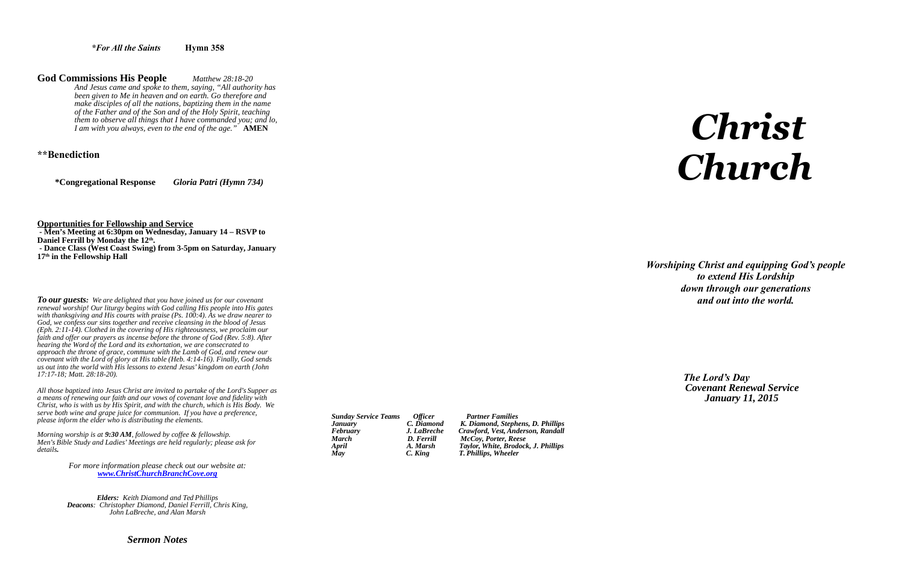*\*For All the Saints* **Hymn 358**

**God Commissions His People** *Matthew 28:18-20*

*And Jesus came and spoke to them, saying, "All authority has been given to Me in heaven and on earth. Go therefore and make disciples of all the nations, baptizing them in the name of the Father and of the Son and of the Holy Spirit, teaching them to observe all things that I have commanded you; and lo, I am with you always, even to the end of the age."* **AMEN**

**\*\*Benediction**

**\*Congregational Response** ***Gloria Patri (Hymn 734)***

**Opportunities for Fellowship and Service**

- **Men's Meeting at 6:30pm on Wednesday, January 14 – RSVP to Daniel Ferrill by Monday the 12th.**
- **Dance Class (West Coast Swing) from 3-5pm on Saturday, January 17th in the Fellowship Hall**

***To our guests:*** *We are delighted that you have joined us for our covenant renewal worship! Our liturgy begins with God calling His people into His gates with thanksgiving and His courts with praise (Ps. 100:4). As we draw nearer to God, we confess our sins together and receive cleansing in the blood of Jesus (Eph. 2:11-14). Clothed in the covering of His righteousness, we proclaim our faith and offer our prayers as incense before the throne of God (Rev. 5:8). After hearing the Word of the Lord and its exhortation, we are consecrated to approach the throne of grace, commune with the Lamb of God, and renew our covenant with the Lord of glory at His table (Heb. 4:14-16). Finally, God sends us out into the world with His lessons to extend Jesus' kingdom on earth (John 17:17-18; Matt. 28:18-20).*

*All those baptized into Jesus Christ are invited to partake of the Lord's Supper as a means of renewing our faith and our vows of covenant love and fidelity with Christ, who is with us by His Spirit, and with the church, which is His Body. We serve both wine and grape juice for communion. If you have a preference, please inform the elder who is distributing the elements.*

*Morning worship is at **9:30 AM**, followed by coffee & fellowship. Men's Bible Study and Ladies' Meetings are held regularly; please ask for details.*

*For more information please check out our website at:* ***www.ChristChurchBranchCove.org***

***Elders:*** *Keith Diamond and Ted Phillips*
***Deacons****: Christopher Diamond, Daniel Ferrill, Chris King, John LaBreche, and Alan Marsh*

***Sermon Notes***

| *Sunday Service Teams* | *Officer* | *Partner Families* |
|---|---|---|
| *January* | *C. Diamond* | *K. Diamond, Stephens, D. Phillips* |
| *February* | *J. LaBreche* | *Crawford, Vest, Anderson, Randall* |
| *March* | *D. Ferrill* | *McCoy, Porter, Reese* |
| *April* | *A. Marsh* | *Taylor, White, Brodock, J. Phillips* |
| *May* | *C. King* | *T. Phillips, Wheeler* |

# *Christ Church*

***Worshiping Christ and equipping God's people to extend His Lordship down through our generations and out into the world.***

***The Lord's Day***
***Covenant Renewal Service***
***January 11, 2015***